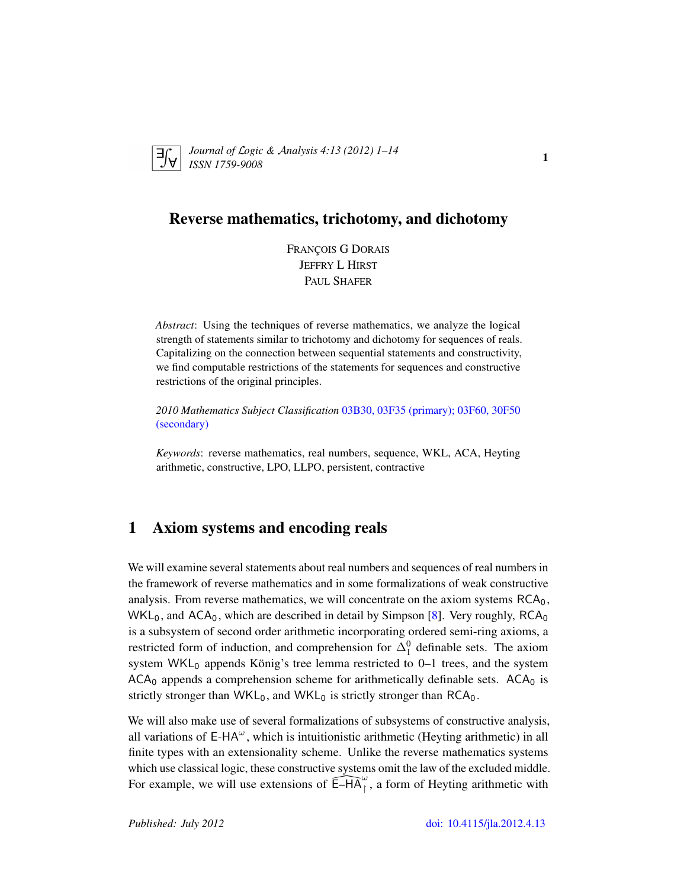# Reverse mathematics, trichotomy, and dichotomy

FRANÇOIS G DORAIS
JEFFRY L HIRST
PAUL SHAFER

*Abstract*: Using the techniques of reverse mathematics, we analyze the logical strength of statements similar to trichotomy and dichotomy for sequences of reals. Capitalizing on the connection between sequential statements and constructivity, we find computable restrictions of the statements for sequences and constructive restrictions of the original principles.

*2010 Mathematics Subject Classification* 03B30, 03F35 (primary); 03F60, 30F50 (secondary)

*Keywords*: reverse mathematics, real numbers, sequence, WKL, ACA, Heyting arithmetic, constructive, LPO, LLPO, persistent, contractive

## 1 Axiom systems and encoding reals

We will examine several statements about real numbers and sequences of real numbers in the framework of reverse mathematics and in some formalizations of weak constructive analysis. From reverse mathematics, we will concentrate on the axiom systems $\mathsf{RCA}_0$, $\mathsf{WKL}_0$, and $\mathsf{ACA}_0$, which are described in detail by Simpson [8]. Very roughly, $\mathsf{RCA}_0$ is a subsystem of second order arithmetic incorporating ordered semi-ring axioms, a restricted form of induction, and comprehension for $\Delta^0_1$ definable sets. The axiom system $\mathsf{WKL}_0$ appends König's tree lemma restricted to 0–1 trees, and the system $\mathsf{ACA}_0$ appends a comprehension scheme for arithmetically definable sets. $\mathsf{ACA}_0$ is strictly stronger than $\mathsf{WKL}_0$, and $\mathsf{WKL}_0$ is strictly stronger than $\mathsf{RCA}_0$.

We will also make use of several formalizations of subsystems of constructive analysis, all variations of $\mathsf{E\text{-}HA}^\omega$, which is intuitionistic arithmetic (Heyting arithmetic) in all finite types with an extensionality scheme. Unlike the reverse mathematics systems which use classical logic, these constructive systems omit the law of the excluded middle. For example, we will use extensions of $\widehat{\mathsf{E\text{-}HA}}^\omega_\restriction$, a form of Heyting arithmetic with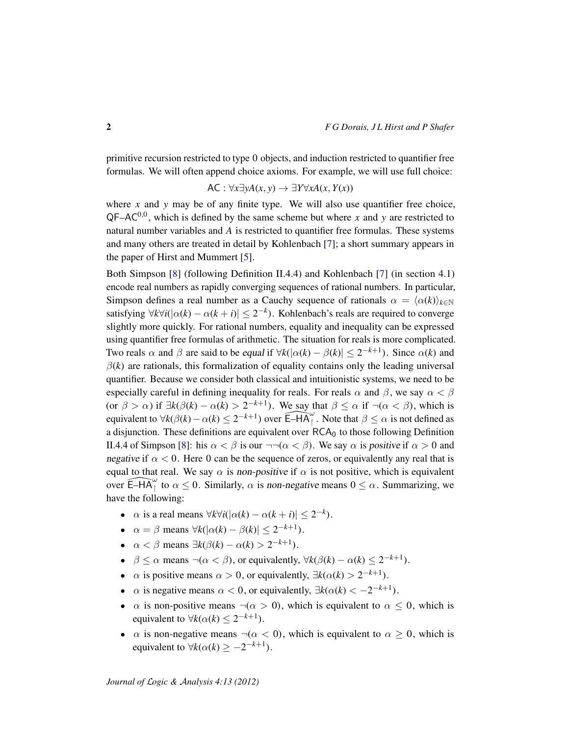primitive recursion restricted to type 0 objects, and induction restricted to quantifier free formulas. We will often append choice axioms. For example, we will use full choice:

$$\mathsf{AC} : \forall x \exists y A(x, y) \to \exists Y \forall x A(x, Y(x))$$

where $x$ and $y$ may be of any finite type. We will also use quantifier free choice, $\mathsf{QF\text{–}AC}^{0,0}$, which is defined by the same scheme but where $x$ and $y$ are restricted to natural number variables and $A$ is restricted to quantifier free formulas. These systems and many others are treated in detail by Kohlenbach [7]; a short summary appears in the paper of Hirst and Mummert [5].

Both Simpson [8] (following Definition II.4.4) and Kohlenbach [7] (in section 4.1) encode real numbers as rapidly converging sequences of rational numbers. In particular, Simpson defines a real number as a Cauchy sequence of rationals $\alpha = \langle \alpha(k) \rangle_{k \in \mathbb{N}}$ satisfying $\forall k \forall i (|\alpha(k) - \alpha(k+i)| \leq 2^{-k})$. Kohlenbach's reals are required to converge slightly more quickly. For rational numbers, equality and inequality can be expressed using quantifier free formulas of arithmetic. The situation for reals is more complicated. Two reals $\alpha$ and $\beta$ are said to be *equal* if $\forall k (|\alpha(k) - \beta(k)| \leq 2^{-k+1})$. Since $\alpha(k)$ and $\beta(k)$ are rationals, this formalization of equality contains only the leading universal quantifier. Because we consider both classical and intuitionistic systems, we need to be especially careful in defining inequality for reals. For reals $\alpha$ and $\beta$, we say $\alpha < \beta$ (or $\beta > \alpha$) if $\exists k (\beta(k) - \alpha(k) > 2^{-k+1})$. We say that $\beta \leq \alpha$ if $\neg(\alpha < \beta)$, which is equivalent to $\forall k (\beta(k) - \alpha(k) \leq 2^{-k+1})$ over $\widehat{\mathsf{E\text{–}HA}}^{\omega}_{\restriction}$. Note that $\beta \leq \alpha$ is not defined as a disjunction. These definitions are equivalent over $\mathsf{RCA}_0$ to those following Definition II.4.4 of Simpson [8]: his $\alpha < \beta$ is our $\neg\neg(\alpha < \beta)$. We say $\alpha$ is *positive* if $\alpha > 0$ and *negative* if $\alpha < 0$. Here $0$ can be the sequence of zeros, or equivalently any real that is equal to that real. We say $\alpha$ is *non-positive* if $\alpha$ is not positive, which is equivalent over $\widehat{\mathsf{E\text{–}HA}}^{\omega}_{\restriction}$ to $\alpha \leq 0$. Similarly, $\alpha$ is *non-negative* means $0 \leq \alpha$. Summarizing, we have the following:

- $\alpha$ is a real means $\forall k \forall i (|\alpha(k) - \alpha(k+i)| \leq 2^{-k})$.
- $\alpha = \beta$ means $\forall k (|\alpha(k) - \beta(k)| \leq 2^{-k+1})$.
- $\alpha < \beta$ means $\exists k (\beta(k) - \alpha(k) > 2^{-k+1})$.
- $\beta \leq \alpha$ means $\neg(\alpha < \beta)$, or equivalently, $\forall k (\beta(k) - \alpha(k) \leq 2^{-k+1})$.
- $\alpha$ is positive means $\alpha > 0$, or equivalently, $\exists k (\alpha(k) > 2^{-k+1})$.
- $\alpha$ is negative means $\alpha < 0$, or equivalently, $\exists k (\alpha(k) < -2^{-k+1})$.
- $\alpha$ is non-positive means $\neg(\alpha > 0)$, which is equivalent to $\alpha \leq 0$, which is equivalent to $\forall k (\alpha(k) \leq 2^{-k+1})$.
- $\alpha$ is non-negative means $\neg(\alpha < 0)$, which is equivalent to $\alpha \geq 0$, which is equivalent to $\forall k (\alpha(k) \geq -2^{-k+1})$.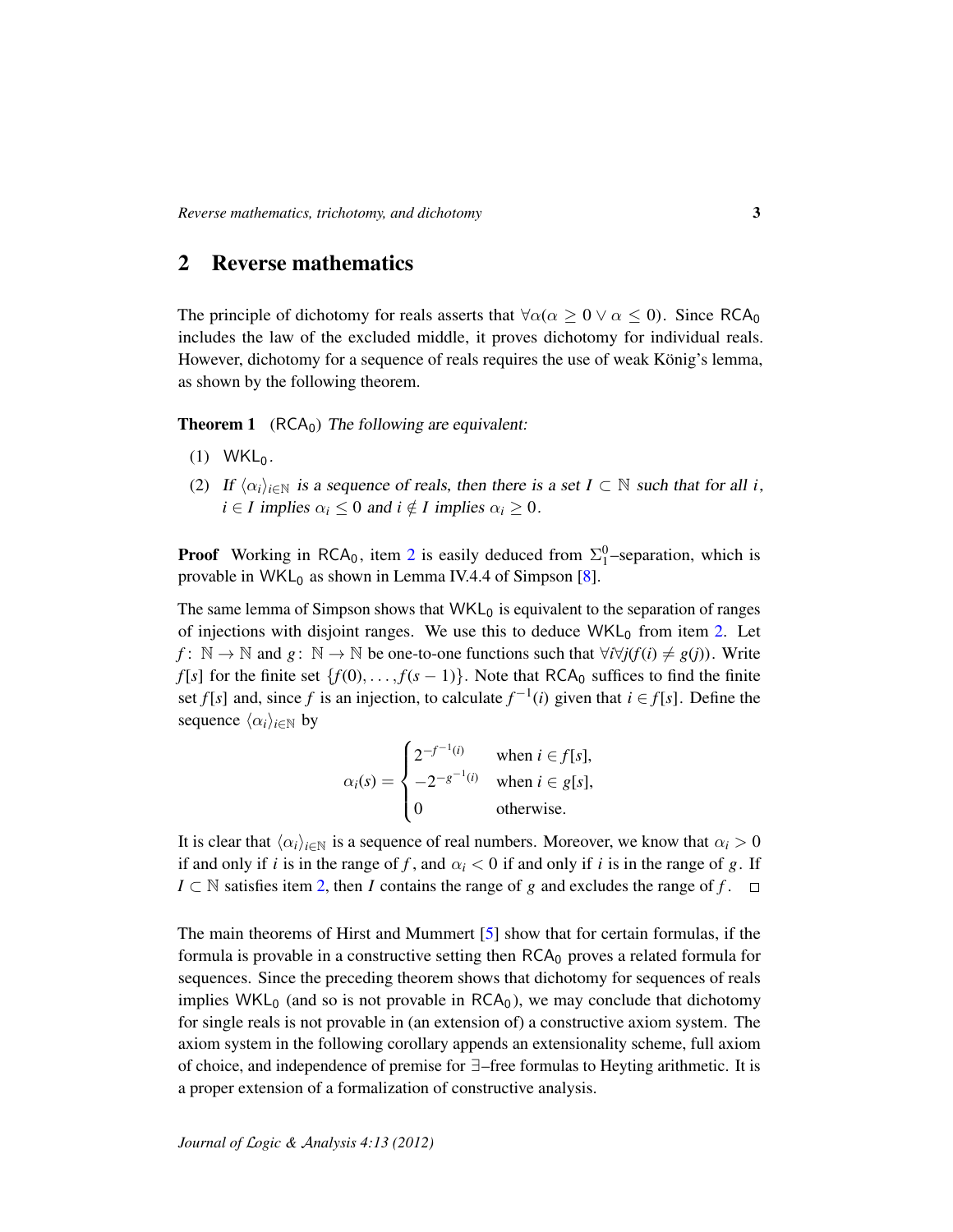## 2 Reverse mathematics

The principle of dichotomy for reals asserts that $\forall\alpha(\alpha \geq 0 \vee \alpha \leq 0)$. Since $\mathsf{RCA}_0$ includes the law of the excluded middle, it proves dichotomy for individual reals. However, dichotomy for a sequence of reals requires the use of weak König's lemma, as shown by the following theorem.

**Theorem 1** ($\mathsf{RCA}_0$) *The following are equivalent:*

(1) $\mathsf{WKL}_0$.

(2) *If $\langle\alpha_i\rangle_{i\in\mathbb{N}}$ is a sequence of reals, then there is a set $I \subset \mathbb{N}$ such that for all $i$, $i \in I$ implies $\alpha_i \leq 0$ and $i \notin I$ implies $\alpha_i \geq 0$.*

**Proof** Working in $\mathsf{RCA}_0$, item 2 is easily deduced from $\Sigma^0_1$–separation, which is provable in $\mathsf{WKL}_0$ as shown in Lemma IV.4.4 of Simpson [8].

The same lemma of Simpson shows that $\mathsf{WKL}_0$ is equivalent to the separation of ranges of injections with disjoint ranges. We use this to deduce $\mathsf{WKL}_0$ from item 2. Let $f\colon \mathbb{N} \to \mathbb{N}$ and $g\colon \mathbb{N} \to \mathbb{N}$ be one-to-one functions such that $\forall i \forall j (f(i) \neq g(j))$. Write $f[s]$ for the finite set $\{f(0), \ldots, f(s-1)\}$. Note that $\mathsf{RCA}_0$ suffices to find the finite set $f[s]$ and, since $f$ is an injection, to calculate $f^{-1}(i)$ given that $i \in f[s]$. Define the sequence $\langle\alpha_i\rangle_{i\in\mathbb{N}}$ by

$$\alpha_i(s) = \begin{cases} 2^{-f^{-1}(i)} & \text{when } i \in f[s], \\ -2^{-g^{-1}(i)} & \text{when } i \in g[s], \\ 0 & \text{otherwise.} \end{cases}$$

It is clear that $\langle\alpha_i\rangle_{i\in\mathbb{N}}$ is a sequence of real numbers. Moreover, we know that $\alpha_i > 0$ if and only if $i$ is in the range of $f$, and $\alpha_i < 0$ if and only if $i$ is in the range of $g$. If $I \subset \mathbb{N}$ satisfies item 2, then $I$ contains the range of $g$ and excludes the range of $f$. □

The main theorems of Hirst and Mummert [5] show that for certain formulas, if the formula is provable in a constructive setting then $\mathsf{RCA}_0$ proves a related formula for sequences. Since the preceding theorem shows that dichotomy for sequences of reals implies $\mathsf{WKL}_0$ (and so is not provable in $\mathsf{RCA}_0$), we may conclude that dichotomy for single reals is not provable in (an extension of) a constructive axiom system. The axiom system in the following corollary appends an extensionality scheme, full axiom of choice, and independence of premise for $\exists$–free formulas to Heyting arithmetic. It is a proper extension of a formalization of constructive analysis.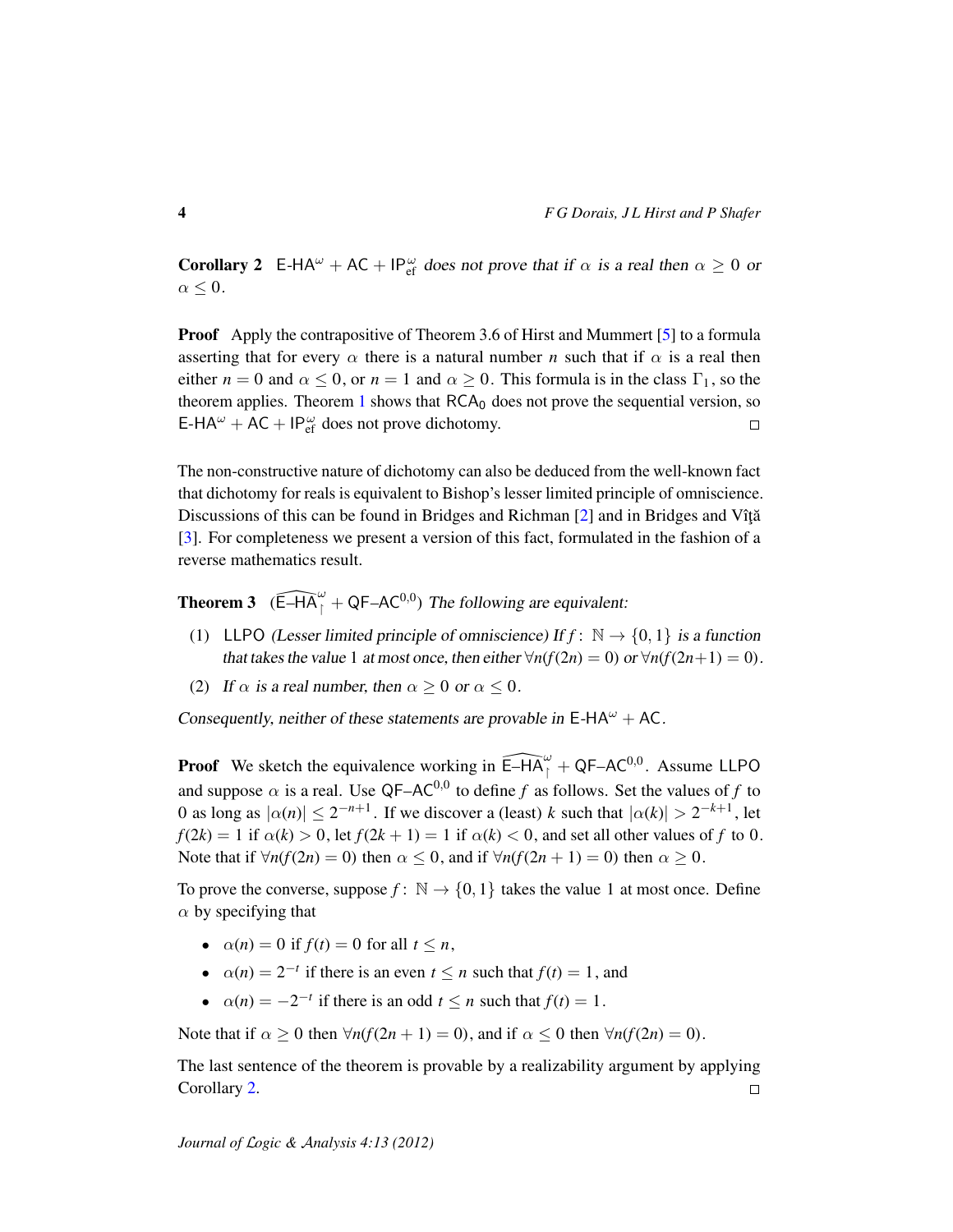**Corollary 2** $\mathsf{E\text{-}HA}^\omega + \mathsf{AC} + \mathsf{IP}^\omega_{\mathrm{ef}}$ *does not prove that if $\alpha$ is a real then $\alpha \geq 0$ or $\alpha \leq 0$.*

**Proof** Apply the contrapositive of Theorem 3.6 of Hirst and Mummert [5] to a formula asserting that for every $\alpha$ there is a natural number $n$ such that if $\alpha$ is a real then either $n = 0$ and $\alpha \leq 0$, or $n = 1$ and $\alpha \geq 0$. This formula is in the class $\Gamma_1$, so the theorem applies. Theorem 1 shows that $\mathsf{RCA}_0$ does not prove the sequential version, so $\mathsf{E\text{-}HA}^\omega + \mathsf{AC} + \mathsf{IP}^\omega_{\mathrm{ef}}$ does not prove dichotomy. □

The non-constructive nature of dichotomy can also be deduced from the well-known fact that dichotomy for reals is equivalent to Bishop's lesser limited principle of omniscience. Discussions of this can be found in Bridges and Richman [2] and in Bridges and Vîţă [3]. For completeness we present a version of this fact, formulated in the fashion of a reverse mathematics result.

**Theorem 3** ($\widehat{\mathsf{E\text{–}HA}}^\omega_\upharpoonright + \mathsf{QF\text{–}AC}^{0,0}$) *The following are equivalent:*

1. $\mathsf{LLPO}$ *(Lesser limited principle of omniscience) If $f\colon \mathbb{N} \to \{0, 1\}$ is a function that takes the value 1 at most once, then either $\forall n (f(2n) = 0)$ or $\forall n (f(2n+1) = 0)$.*
2. *If $\alpha$ is a real number, then $\alpha \geq 0$ or $\alpha \leq 0$.*

*Consequently, neither of these statements are provable in $\mathsf{E\text{-}HA}^\omega + \mathsf{AC}$.*

**Proof** We sketch the equivalence working in $\widehat{\mathsf{E\text{–}HA}}^\omega_\upharpoonright + \mathsf{QF\text{–}AC}^{0,0}$. Assume $\mathsf{LLPO}$ and suppose $\alpha$ is a real. Use $\mathsf{QF\text{–}AC}^{0,0}$ to define $f$ as follows. Set the values of $f$ to 0 as long as $|\alpha(n)| \leq 2^{-n+1}$. If we discover a (least) $k$ such that $|\alpha(k)| > 2^{-k+1}$, let $f(2k) = 1$ if $\alpha(k) > 0$, let $f(2k+1) = 1$ if $\alpha(k) < 0$, and set all other values of $f$ to 0. Note that if $\forall n (f(2n) = 0)$ then $\alpha \leq 0$, and if $\forall n (f(2n+1) = 0)$ then $\alpha \geq 0$.

To prove the converse, suppose $f\colon \mathbb{N} \to \{0, 1\}$ takes the value 1 at most once. Define $\alpha$ by specifying that

- $\alpha(n) = 0$ if $f(t) = 0$ for all $t \leq n$,
- $\alpha(n) = 2^{-t}$ if there is an even $t \leq n$ such that $f(t) = 1$, and
- $\alpha(n) = -2^{-t}$ if there is an odd $t \leq n$ such that $f(t) = 1$.

Note that if $\alpha \geq 0$ then $\forall n (f(2n+1) = 0)$, and if $\alpha \leq 0$ then $\forall n (f(2n) = 0)$.

The last sentence of the theorem is provable by a realizability argument by applying Corollary 2. □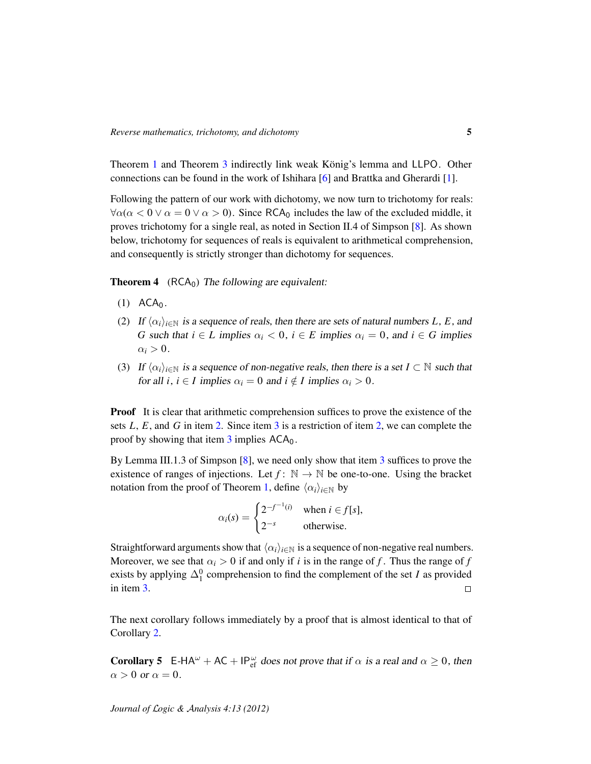Theorem 1 and Theorem 3 indirectly link weak König's lemma and LLPO. Other connections can be found in the work of Ishihara [6] and Brattka and Gherardi [1].

Following the pattern of our work with dichotomy, we now turn to trichotomy for reals: $\forall\alpha(\alpha < 0 \vee \alpha = 0 \vee \alpha > 0)$. Since $\mathsf{RCA}_0$ includes the law of the excluded middle, it proves trichotomy for a single real, as noted in Section II.4 of Simpson [8]. As shown below, trichotomy for sequences of reals is equivalent to arithmetical comprehension, and consequently is strictly stronger than dichotomy for sequences.

**Theorem 4** ($\mathsf{RCA}_0$) *The following are equivalent:*

(1) $\mathsf{ACA}_0$.

(2) *If $\langle\alpha_i\rangle_{i\in\mathbb{N}}$ is a sequence of reals, then there are sets of natural numbers $L$, $E$, and $G$ such that $i \in L$ implies $\alpha_i < 0$, $i \in E$ implies $\alpha_i = 0$, and $i \in G$ implies $\alpha_i > 0$.*

(3) *If $\langle\alpha_i\rangle_{i\in\mathbb{N}}$ is a sequence of non-negative reals, then there is a set $I \subset \mathbb{N}$ such that for all $i$, $i \in I$ implies $\alpha_i = 0$ and $i \notin I$ implies $\alpha_i > 0$.*

**Proof** It is clear that arithmetic comprehension suffices to prove the existence of the sets $L$, $E$, and $G$ in item 2. Since item 3 is a restriction of item 2, we can complete the proof by showing that item 3 implies $\mathsf{ACA}_0$.

By Lemma III.1.3 of Simpson [8], we need only show that item 3 suffices to prove the existence of ranges of injections. Let $f\colon \mathbb{N} \to \mathbb{N}$ be one-to-one. Using the bracket notation from the proof of Theorem 1, define $\langle\alpha_i\rangle_{i\in\mathbb{N}}$ by

$$\alpha_i(s) = \begin{cases} 2^{-f^{-1}(i)} & \text{when } i \in f[s], \\ 2^{-s} & \text{otherwise.} \end{cases}$$

Straightforward arguments show that $\langle\alpha_i\rangle_{i\in\mathbb{N}}$ is a sequence of non-negative real numbers. Moreover, we see that $\alpha_i > 0$ if and only if $i$ is in the range of $f$. Thus the range of $f$ exists by applying $\Delta^0_1$ comprehension to find the complement of the set $I$ as provided in item 3. □

The next corollary follows immediately by a proof that is almost identical to that of Corollary 2.

**Corollary 5** $\mathsf{E\text{-}HA}^\omega + \mathsf{AC} + \mathsf{IP}^\omega_{\mathrm{ef}}$ *does not prove that if $\alpha$ is a real and $\alpha \geq 0$, then $\alpha > 0$ or $\alpha = 0$.*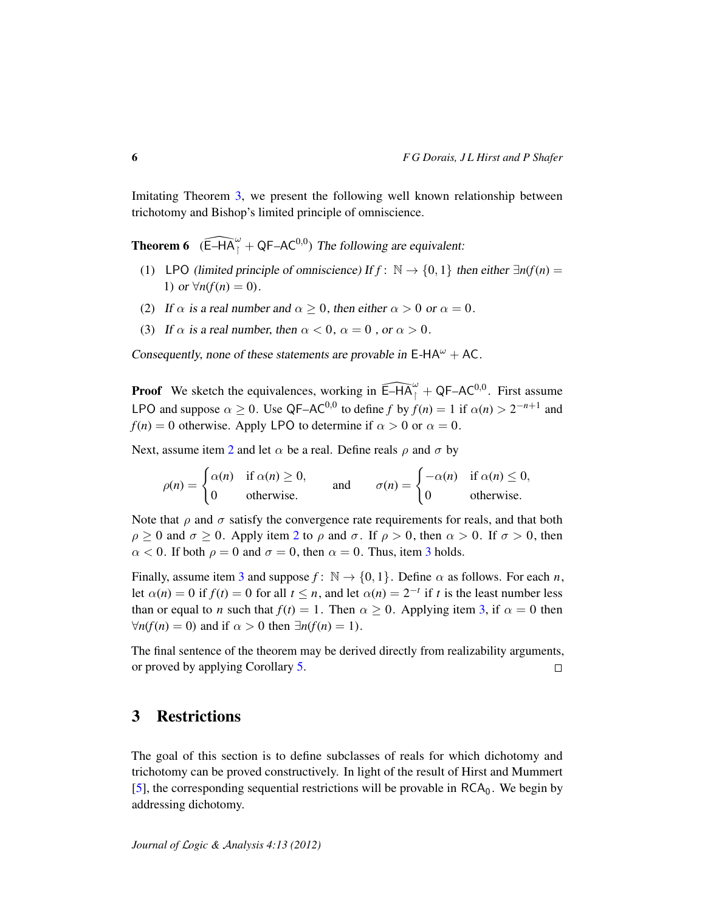Imitating Theorem 3, we present the following well known relationship between trichotomy and Bishop's limited principle of omniscience.

**Theorem 6** ($\widehat{\mathsf{E\text{–}HA}}^{\omega}_{\upharpoonright} + \mathsf{QF\text{–}AC}^{0,0}$) *The following are equivalent:*

1. $\mathsf{LPO}$ *(limited principle of omniscience) If $f\colon \mathbb{N} \to \{0,1\}$ then either $\exists n(f(n) = 1)$ or $\forall n(f(n) = 0)$.*
2. *If $\alpha$ is a real number and $\alpha \geq 0$, then either $\alpha > 0$ or $\alpha = 0$.*
3. *If $\alpha$ is a real number, then $\alpha < 0$, $\alpha = 0$ , or $\alpha > 0$.*

*Consequently, none of these statements are provable in* $\mathsf{E\text{-}HA}^{\omega} + \mathsf{AC}$.

**Proof** We sketch the equivalences, working in $\widehat{\mathsf{E\text{–}HA}}^{\omega}_{\upharpoonright} + \mathsf{QF\text{–}AC}^{0,0}$. First assume $\mathsf{LPO}$ and suppose $\alpha \geq 0$. Use $\mathsf{QF\text{–}AC}^{0,0}$ to define $f$ by $f(n) = 1$ if $\alpha(n) > 2^{-n+1}$ and $f(n) = 0$ otherwise. Apply $\mathsf{LPO}$ to determine if $\alpha > 0$ or $\alpha = 0$.

Next, assume item 2 and let $\alpha$ be a real. Define reals $\rho$ and $\sigma$ by

$$\rho(n) = \begin{cases} \alpha(n) & \text{if } \alpha(n) \geq 0, \\ 0 & \text{otherwise.} \end{cases} \qquad \text{and} \qquad \sigma(n) = \begin{cases} -\alpha(n) & \text{if } \alpha(n) \leq 0, \\ 0 & \text{otherwise.} \end{cases}$$

Note that $\rho$ and $\sigma$ satisfy the convergence rate requirements for reals, and that both $\rho \geq 0$ and $\sigma \geq 0$. Apply item 2 to $\rho$ and $\sigma$. If $\rho > 0$, then $\alpha > 0$. If $\sigma > 0$, then $\alpha < 0$. If both $\rho = 0$ and $\sigma = 0$, then $\alpha = 0$. Thus, item 3 holds.

Finally, assume item 3 and suppose $f\colon \mathbb{N} \to \{0,1\}$. Define $\alpha$ as follows. For each $n$, let $\alpha(n) = 0$ if $f(t) = 0$ for all $t \leq n$, and let $\alpha(n) = 2^{-t}$ if $t$ is the least number less than or equal to $n$ such that $f(t) = 1$. Then $\alpha \geq 0$. Applying item 3, if $\alpha = 0$ then $\forall n(f(n) = 0)$ and if $\alpha > 0$ then $\exists n(f(n) = 1)$.

The final sentence of the theorem may be derived directly from realizability arguments, or proved by applying Corollary 5. □

## 3 Restrictions

The goal of this section is to define subclasses of reals for which dichotomy and trichotomy can be proved constructively. In light of the result of Hirst and Mummert [5], the corresponding sequential restrictions will be provable in $\mathsf{RCA}_0$. We begin by addressing dichotomy.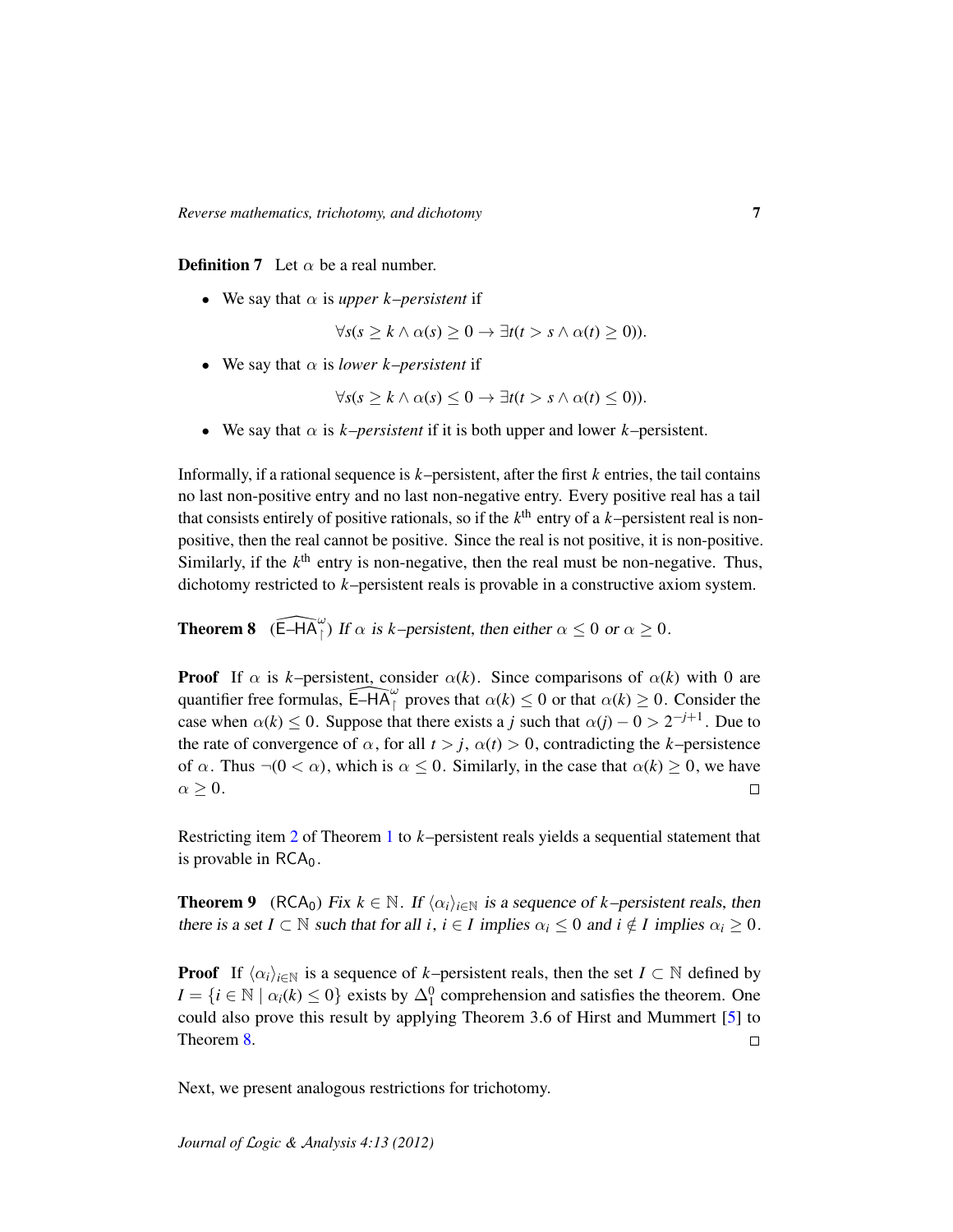**Definition 7** Let $\alpha$ be a real number.

- We say that $\alpha$ is *upper $k$–persistent* if

$$\forall s(s \geq k \wedge \alpha(s) \geq 0 \to \exists t(t > s \wedge \alpha(t) \geq 0)).$$

- We say that $\alpha$ is *lower $k$–persistent* if

$$\forall s(s \geq k \wedge \alpha(s) \leq 0 \to \exists t(t > s \wedge \alpha(t) \leq 0)).$$

- We say that $\alpha$ is *$k$–persistent* if it is both upper and lower $k$–persistent.

Informally, if a rational sequence is $k$–persistent, after the first $k$ entries, the tail contains no last non-positive entry and no last non-negative entry. Every positive real has a tail that consists entirely of positive rationals, so if the $k^{\text{th}}$ entry of a $k$–persistent real is non-positive, then the real cannot be positive. Since the real is not positive, it is non-positive. Similarly, if the $k^{\text{th}}$ entry is non-negative, then the real must be non-negative. Thus, dichotomy restricted to $k$–persistent reals is provable in a constructive axiom system.

**Theorem 8** ($\widehat{\mathsf{E\text{–}HA}}^{\omega}_{\restriction}$) *If $\alpha$ is $k$–persistent, then either $\alpha \leq 0$ or $\alpha \geq 0$.*

**Proof** If $\alpha$ is $k$–persistent, consider $\alpha(k)$. Since comparisons of $\alpha(k)$ with $0$ are quantifier free formulas, $\widehat{\mathsf{E\text{–}HA}}^{\omega}_{\restriction}$ proves that $\alpha(k) \leq 0$ or that $\alpha(k) \geq 0$. Consider the case when $\alpha(k) \leq 0$. Suppose that there exists a $j$ such that $\alpha(j) - 0 > 2^{-j+1}$. Due to the rate of convergence of $\alpha$, for all $t > j$, $\alpha(t) > 0$, contradicting the $k$–persistence of $\alpha$. Thus $\neg(0 < \alpha)$, which is $\alpha \leq 0$. Similarly, in the case that $\alpha(k) \geq 0$, we have $\alpha \geq 0$. □

Restricting item 2 of Theorem 1 to $k$–persistent reals yields a sequential statement that is provable in $\mathsf{RCA}_0$.

**Theorem 9** ($\mathsf{RCA}_0$) *Fix $k \in \mathbb{N}$. If $\langle \alpha_i \rangle_{i \in \mathbb{N}}$ is a sequence of $k$–persistent reals, then there is a set $I \subset \mathbb{N}$ such that for all $i$, $i \in I$ implies $\alpha_i \leq 0$ and $i \notin I$ implies $\alpha_i \geq 0$.*

**Proof** If $\langle \alpha_i \rangle_{i \in \mathbb{N}}$ is a sequence of $k$–persistent reals, then the set $I \subset \mathbb{N}$ defined by $I = \{i \in \mathbb{N} \mid \alpha_i(k) \leq 0\}$ exists by $\Delta^0_1$ comprehension and satisfies the theorem. One could also prove this result by applying Theorem 3.6 of Hirst and Mummert [5] to Theorem 8. □

Next, we present analogous restrictions for trichotomy.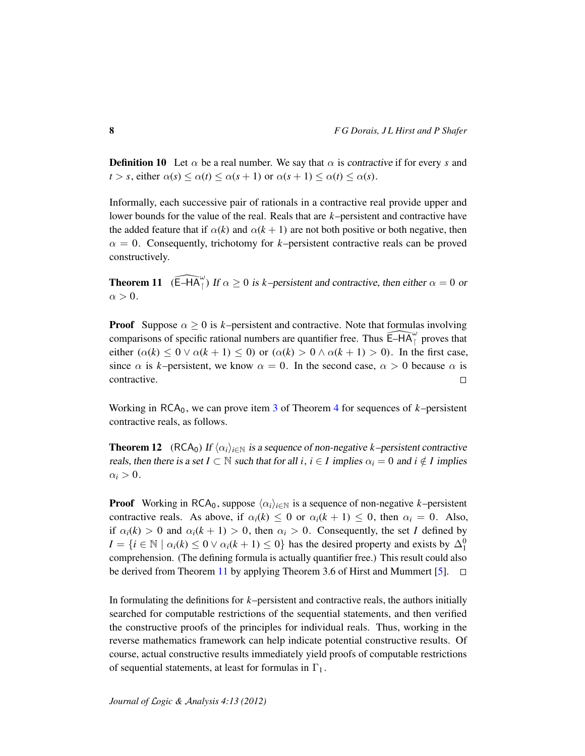**Definition 10** Let $\alpha$ be a real number. We say that $\alpha$ is *contractive* if for every $s$ and $t > s$, either $\alpha(s) \leq \alpha(t) \leq \alpha(s+1)$ or $\alpha(s+1) \leq \alpha(t) \leq \alpha(s)$.

Informally, each successive pair of rationals in a contractive real provide upper and lower bounds for the value of the real. Reals that are $k$–persistent and contractive have the added feature that if $\alpha(k)$ and $\alpha(k+1)$ are not both positive or both negative, then $\alpha = 0$. Consequently, trichotomy for $k$–persistent contractive reals can be proved constructively.

**Theorem 11** ($\widehat{\mathsf{E\text{–}HA}}^{\omega}_{\restriction}$) *If $\alpha \geq 0$ is $k$–persistent and contractive, then either $\alpha = 0$ or $\alpha > 0$.*

**Proof** Suppose $\alpha \geq 0$ is $k$–persistent and contractive. Note that formulas involving comparisons of specific rational numbers are quantifier free. Thus $\widehat{\mathsf{E\text{–}HA}}^{\omega}_{\restriction}$ proves that either $(\alpha(k) \leq 0 \vee \alpha(k+1) \leq 0)$ or $(\alpha(k) > 0 \wedge \alpha(k+1) > 0)$. In the first case, since $\alpha$ is $k$–persistent, we know $\alpha = 0$. In the second case, $\alpha > 0$ because $\alpha$ is contractive. □

Working in $\mathsf{RCA}_0$, we can prove item 3 of Theorem 4 for sequences of $k$–persistent contractive reals, as follows.

**Theorem 12** ($\mathsf{RCA}_0$) *If $\langle \alpha_i \rangle_{i \in \mathbb{N}}$ is a sequence of non-negative $k$–persistent contractive reals, then there is a set $I \subset \mathbb{N}$ such that for all $i$, $i \in I$ implies $\alpha_i = 0$ and $i \notin I$ implies $\alpha_i > 0$.*

**Proof** Working in $\mathsf{RCA}_0$, suppose $\langle \alpha_i \rangle_{i \in \mathbb{N}}$ is a sequence of non-negative $k$–persistent contractive reals. As above, if $\alpha_i(k) \leq 0$ or $\alpha_i(k+1) \leq 0$, then $\alpha_i = 0$. Also, if $\alpha_i(k) > 0$ and $\alpha_i(k+1) > 0$, then $\alpha_i > 0$. Consequently, the set $I$ defined by $I = \{i \in \mathbb{N} \mid \alpha_i(k) \leq 0 \vee \alpha_i(k+1) \leq 0\}$ has the desired property and exists by $\Delta^0_1$ comprehension. (The defining formula is actually quantifier free.) This result could also be derived from Theorem 11 by applying Theorem 3.6 of Hirst and Mummert [5]. □

In formulating the definitions for $k$–persistent and contractive reals, the authors initially searched for computable restrictions of the sequential statements, and then verified the constructive proofs of the principles for individual reals. Thus, working in the reverse mathematics framework can help indicate potential constructive results. Of course, actual constructive results immediately yield proofs of computable restrictions of sequential statements, at least for formulas in $\Gamma_1$.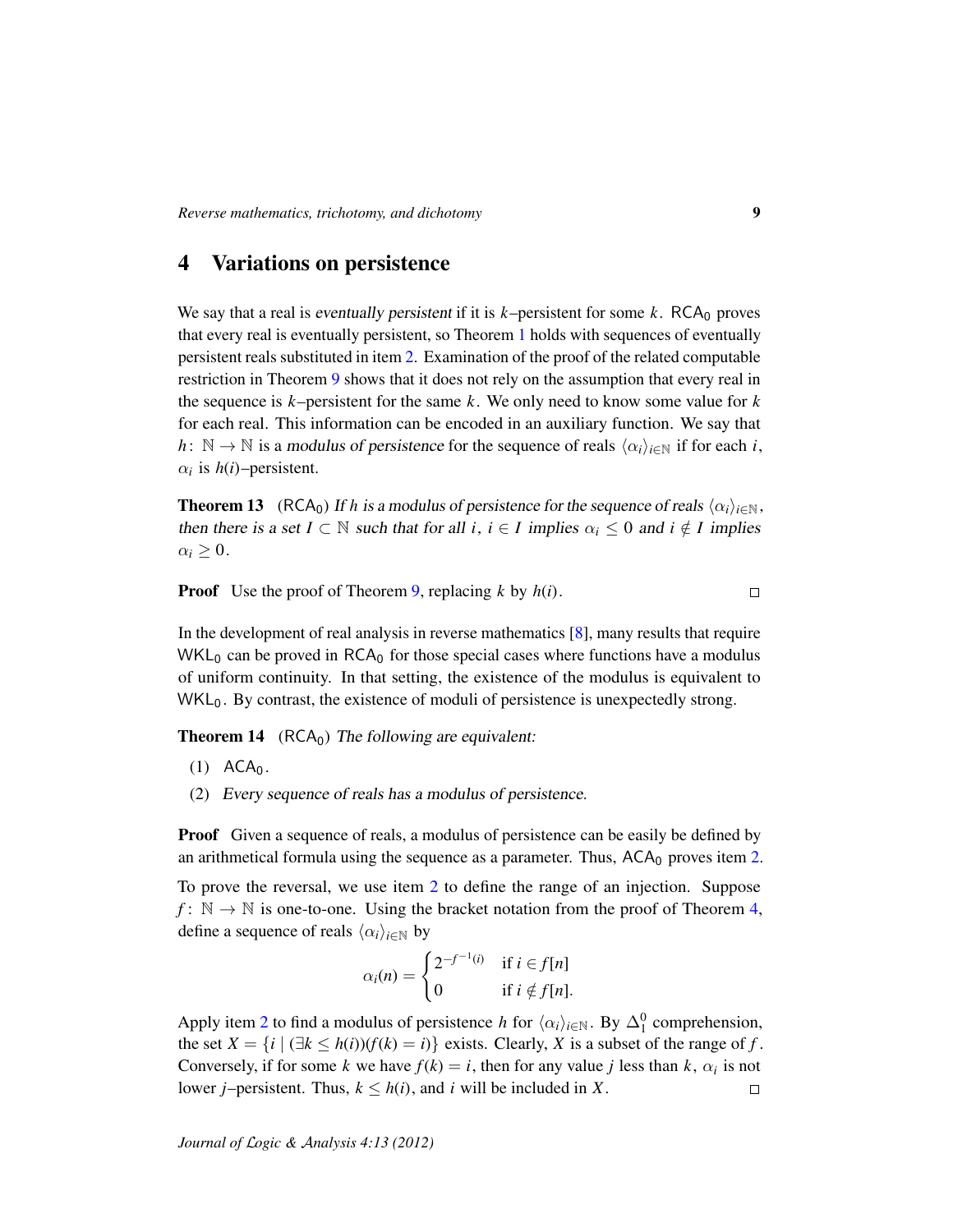## 4 Variations on persistence

We say that a real is *eventually persistent* if it is $k$–persistent for some $k$. $\mathsf{RCA}_0$ proves that every real is eventually persistent, so Theorem 1 holds with sequences of eventually persistent reals substituted in item 2. Examination of the proof of the related computable restriction in Theorem 9 shows that it does not rely on the assumption that every real in the sequence is $k$–persistent for the same $k$. We only need to know some value for $k$ for each real. This information can be encoded in an auxiliary function. We say that $h\colon \mathbb{N} \to \mathbb{N}$ is a *modulus of persistence* for the sequence of reals $\langle \alpha_i \rangle_{i \in \mathbb{N}}$ if for each $i$, $\alpha_i$ is $h(i)$–persistent.

**Theorem 13** ($\mathsf{RCA}_0$) *If $h$ is a modulus of persistence for the sequence of reals $\langle \alpha_i \rangle_{i \in \mathbb{N}}$, then there is a set $I \subset \mathbb{N}$ such that for all $i$, $i \in I$ implies $\alpha_i \leq 0$ and $i \notin I$ implies $\alpha_i \geq 0$.*

**Proof** Use the proof of Theorem 9, replacing $k$ by $h(i)$. □

In the development of real analysis in reverse mathematics [8], many results that require $\mathsf{WKL}_0$ can be proved in $\mathsf{RCA}_0$ for those special cases where functions have a modulus of uniform continuity. In that setting, the existence of the modulus is equivalent to $\mathsf{WKL}_0$. By contrast, the existence of moduli of persistence is unexpectedly strong.

**Theorem 14** ($\mathsf{RCA}_0$) *The following are equivalent:*

(1) $\mathsf{ACA}_0$.

(2) *Every sequence of reals has a modulus of persistence.*

**Proof** Given a sequence of reals, a modulus of persistence can be easily defined by an arithmetical formula using the sequence as a parameter. Thus, $\mathsf{ACA}_0$ proves item 2.

To prove the reversal, we use item 2 to define the range of an injection. Suppose $f\colon \mathbb{N} \to \mathbb{N}$ is one-to-one. Using the bracket notation from the proof of Theorem 4, define a sequence of reals $\langle \alpha_i \rangle_{i \in \mathbb{N}}$ by

$$\alpha_i(n) = \begin{cases} 2^{-f^{-1}(i)} & \text{if } i \in f[n] \\ 0 & \text{if } i \notin f[n]. \end{cases}$$

Apply item 2 to find a modulus of persistence $h$ for $\langle \alpha_i \rangle_{i \in \mathbb{N}}$. By $\Delta^0_1$ comprehension, the set $X = \{i \mid (\exists k \leq h(i))(f(k) = i)\}$ exists. Clearly, $X$ is a subset of the range of $f$. Conversely, if for some $k$ we have $f(k) = i$, then for any value $j$ less than $k$, $\alpha_i$ is not lower $j$–persistent. Thus, $k \leq h(i)$, and $i$ will be included in $X$. □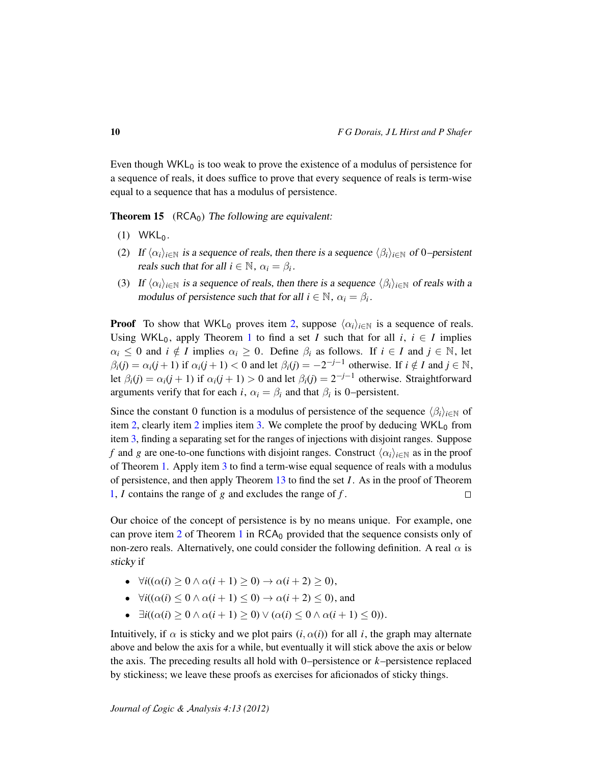Even though $\mathsf{WKL}_0$ is too weak to prove the existence of a modulus of persistence for a sequence of reals, it does suffice to prove that every sequence of reals is term-wise equal to a sequence that has a modulus of persistence.

**Theorem 15** ($\mathsf{RCA}_0$) *The following are equivalent:*

1. $\mathsf{WKL}_0$.
2. *If $\langle \alpha_i \rangle_{i \in \mathbb{N}}$ is a sequence of reals, then there is a sequence $\langle \beta_i \rangle_{i \in \mathbb{N}}$ of 0–persistent reals such that for all $i \in \mathbb{N}$, $\alpha_i = \beta_i$.*
3. *If $\langle \alpha_i \rangle_{i \in \mathbb{N}}$ is a sequence of reals, then there is a sequence $\langle \beta_i \rangle_{i \in \mathbb{N}}$ of reals with a modulus of persistence such that for all $i \in \mathbb{N}$, $\alpha_i = \beta_i$.*

**Proof** To show that $\mathsf{WKL}_0$ proves item 2, suppose $\langle \alpha_i \rangle_{i \in \mathbb{N}}$ is a sequence of reals. Using $\mathsf{WKL}_0$, apply Theorem 1 to find a set $I$ such that for all $i$, $i \in I$ implies $\alpha_i \leq 0$ and $i \notin I$ implies $\alpha_i \geq 0$. Define $\beta_i$ as follows. If $i \in I$ and $j \in \mathbb{N}$, let $\beta_i(j) = \alpha_i(j+1)$ if $\alpha_i(j+1) < 0$ and let $\beta_i(j) = -2^{-j-1}$ otherwise. If $i \notin I$ and $j \in \mathbb{N}$, let $\beta_i(j) = \alpha_i(j+1)$ if $\alpha_i(j+1) > 0$ and let $\beta_i(j) = 2^{-j-1}$ otherwise. Straightforward arguments verify that for each $i$, $\alpha_i = \beta_i$ and that $\beta_i$ is 0–persistent.

Since the constant 0 function is a modulus of persistence of the sequence $\langle \beta_i \rangle_{i \in \mathbb{N}}$ of item 2, clearly item 2 implies item 3. We complete the proof by deducing $\mathsf{WKL}_0$ from item 3, finding a separating set for the ranges of injections with disjoint ranges. Suppose $f$ and $g$ are one-to-one functions with disjoint ranges. Construct $\langle \alpha_i \rangle_{i \in \mathbb{N}}$ as in the proof of Theorem 1. Apply item 3 to find a term-wise equal sequence of reals with a modulus of persistence, and then apply Theorem 13 to find the set $I$. As in the proof of Theorem 1, $I$ contains the range of $g$ and excludes the range of $f$. $\square$

Our choice of the concept of persistence is by no means unique. For example, one can prove item 2 of Theorem 1 in $\mathsf{RCA}_0$ provided that the sequence consists only of non-zero reals. Alternatively, one could consider the following definition. A real $\alpha$ is *sticky* if

- $\forall i((\alpha(i) \geq 0 \wedge \alpha(i+1) \geq 0) \to \alpha(i+2) \geq 0)$,
- $\forall i((\alpha(i) \leq 0 \wedge \alpha(i+1) \leq 0) \to \alpha(i+2) \leq 0)$, and
- $\exists i((\alpha(i) \geq 0 \wedge \alpha(i+1) \geq 0) \vee (\alpha(i) \leq 0 \wedge \alpha(i+1) \leq 0))$.

Intuitively, if $\alpha$ is sticky and we plot pairs $(i, \alpha(i))$ for all $i$, the graph may alternate above and below the axis for a while, but eventually it will stick above the axis or below the axis. The preceding results all hold with 0–persistence or $k$–persistence replaced by stickiness; we leave these proofs as exercises for aficionados of sticky things.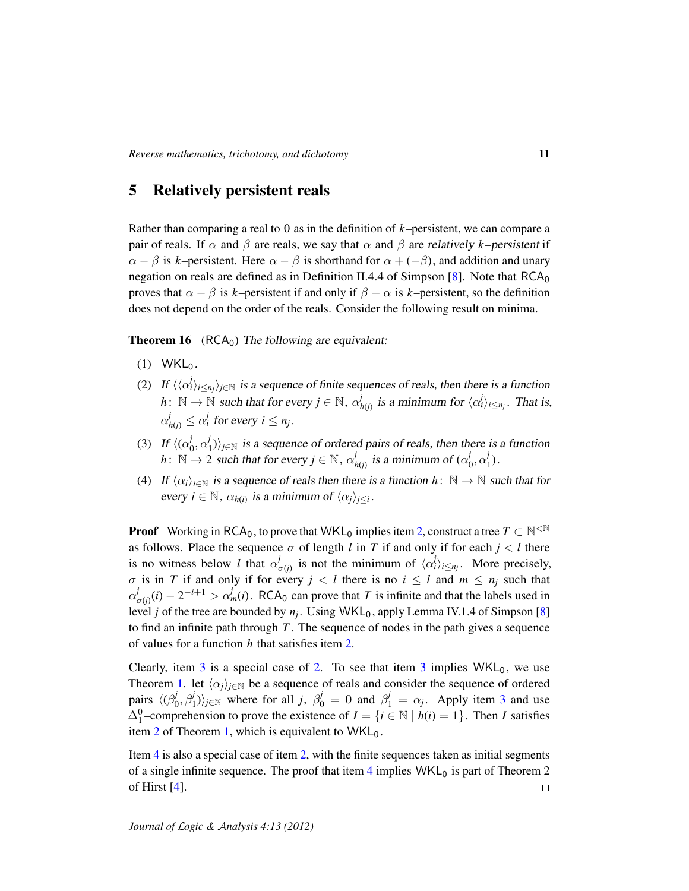## 5 Relatively persistent reals

Rather than comparing a real to 0 as in the definition of $k$–persistent, we can compare a pair of reals. If $\alpha$ and $\beta$ are reals, we say that $\alpha$ and $\beta$ are *relatively $k$–persistent* if $\alpha - \beta$ is $k$–persistent. Here $\alpha - \beta$ is shorthand for $\alpha + (-\beta)$, and addition and unary negation on reals are defined as in Definition II.4.4 of Simpson [8]. Note that $\mathsf{RCA}_0$ proves that $\alpha - \beta$ is $k$–persistent if and only if $\beta - \alpha$ is $k$–persistent, so the definition does not depend on the order of the reals. Consider the following result on minima.

**Theorem 16** ($\mathsf{RCA}_0$) *The following are equivalent:*

(1) $\mathsf{WKL}_0$.

(2) *If $\langle\langle \alpha^j_i \rangle_{i \le n_j}\rangle_{j\in\mathbb{N}}$ is a sequence of finite sequences of reals, then there is a function $h\colon \mathbb{N} \to \mathbb{N}$ such that for every $j \in \mathbb{N}$, $\alpha^j_{h(j)}$ is a minimum for $\langle \alpha^j_i\rangle_{i\le n_j}$. That is, $\alpha^j_{h(j)} \le \alpha^j_i$ for every $i \le n_j$.*

(3) *If $\langle(\alpha^j_0, \alpha^j_1)\rangle_{j\in\mathbb{N}}$ is a sequence of ordered pairs of reals, then there is a function $h\colon \mathbb{N} \to 2$ such that for every $j \in \mathbb{N}$, $\alpha^j_{h(j)}$ is a minimum of $(\alpha^j_0, \alpha^j_1)$.*

(4) *If $\langle \alpha_i\rangle_{i\in\mathbb{N}}$ is a sequence of reals then there is a function $h\colon \mathbb{N} \to \mathbb{N}$ such that for every $i \in \mathbb{N}$, $\alpha_{h(i)}$ is a minimum of $\langle\alpha_j\rangle_{j\le i}$.*

**Proof** Working in $\mathsf{RCA}_0$, to prove that $\mathsf{WKL}_0$ implies item 2, construct a tree $T \subset \mathbb{N}^{<\mathbb{N}}$ as follows. Place the sequence $\sigma$ of length $l$ in $T$ if and only if for each $j < l$ there is no witness below $l$ that $\alpha^j_{\sigma(j)}$ is not the minimum of $\langle\alpha^j_i\rangle_{i\le n_j}$. More precisely, $\sigma$ is in $T$ if and only if for every $j < l$ there is no $i \le l$ and $m \le n_j$ such that $\alpha^j_{\sigma(j)}(i) - 2^{-i+1} > \alpha^j_m(i)$. $\mathsf{RCA}_0$ can prove that $T$ is infinite and that the labels used in level $j$ of the tree are bounded by $n_j$. Using $\mathsf{WKL}_0$, apply Lemma IV.1.4 of Simpson [8] to find an infinite path through $T$. The sequence of nodes in the path gives a sequence of values for a function $h$ that satisfies item 2.

Clearly, item 3 is a special case of 2. To see that item 3 implies $\mathsf{WKL}_0$, we use Theorem 1. let $\langle\alpha_j\rangle_{j\in\mathbb{N}}$ be a sequence of reals and consider the sequence of ordered pairs $\langle(\beta^j_0, \beta^j_1)\rangle_{j\in\mathbb{N}}$ where for all $j$, $\beta^j_0 = 0$ and $\beta^j_1 = \alpha_j$. Apply item 3 and use $\Delta^0_1$–comprehension to prove the existence of $I = \{i \in \mathbb{N} \mid h(i) = 1\}$. Then $I$ satisfies item 2 of Theorem 1, which is equivalent to $\mathsf{WKL}_0$.

Item 4 is also a special case of item 2, with the finite sequences taken as initial segments of a single infinite sequence. The proof that item 4 implies $\mathsf{WKL}_0$ is part of Theorem 2 of Hirst [4]. □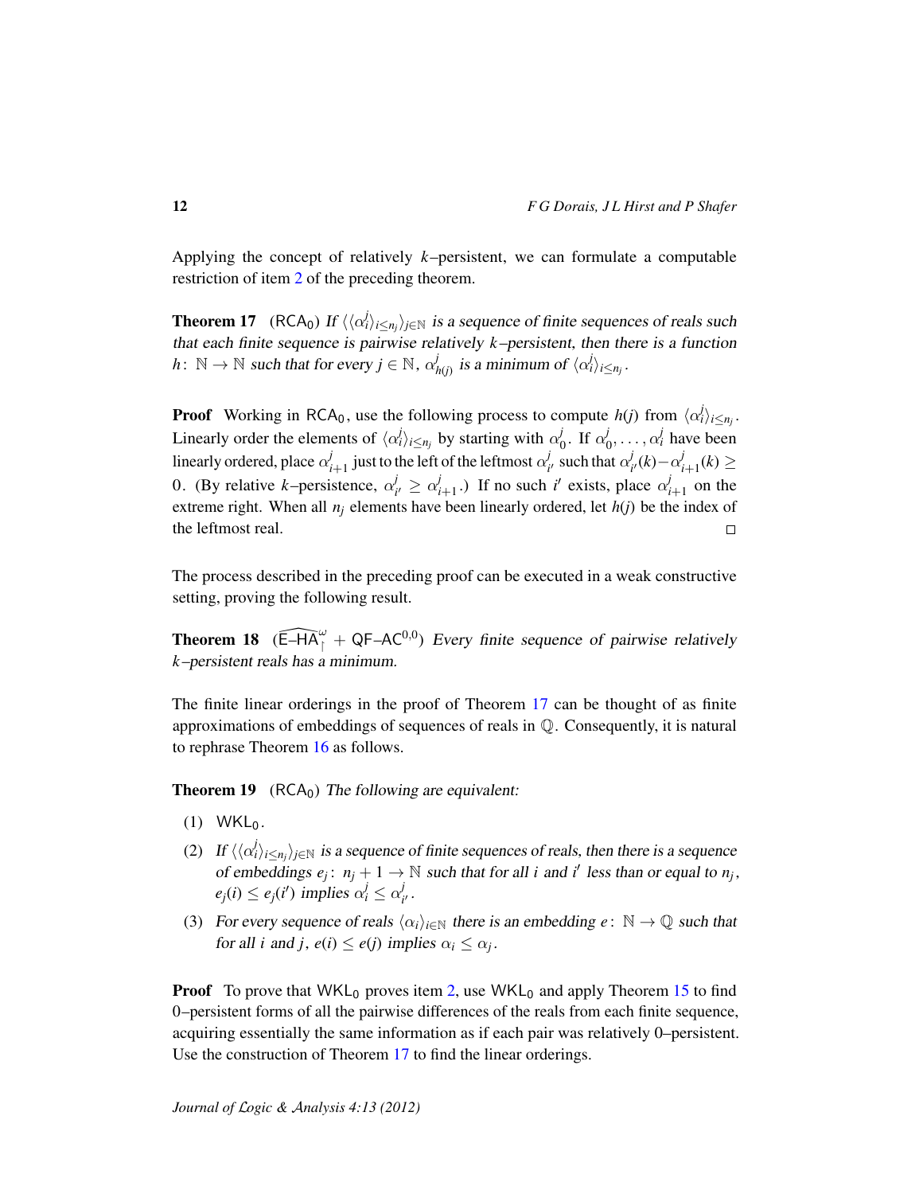Applying the concept of relatively $k$–persistent, we can formulate a computable restriction of item 2 of the preceding theorem.

**Theorem 17** $(\mathsf{RCA}_0)$ *If $\langle\langle\alpha_i^j\rangle_{i\le n_j}\rangle_{j\in\mathbb{N}}$ is a sequence of finite sequences of reals such that each finite sequence is pairwise relatively $k$–persistent, then there is a function $h\colon \mathbb{N}\to\mathbb{N}$ such that for every $j\in\mathbb{N}$, $\alpha_{h(j)}^j$ is a minimum of $\langle\alpha_i^j\rangle_{i\le n_j}$.*

**Proof** Working in $\mathsf{RCA}_0$, use the following process to compute $h(j)$ from $\langle\alpha_i^j\rangle_{i\le n_j}$. Linearly order the elements of $\langle\alpha_i^j\rangle_{i\le n_j}$ by starting with $\alpha_0^j$. If $\alpha_0^j,\dots,\alpha_i^j$ have been linearly ordered, place $\alpha_{i+1}^j$ just to the left of the leftmost $\alpha_{i'}^j$ such that $\alpha_{i'}^j(k)-\alpha_{i+1}^j(k)\ge 0$. (By relative $k$–persistence, $\alpha_{i'}^j\ge\alpha_{i+1}^j$.) If no such $i'$ exists, place $\alpha_{i+1}^j$ on the extreme right. When all $n_j$ elements have been linearly ordered, let $h(j)$ be the index of the leftmost real. $\square$

The process described in the preceding proof can be executed in a weak constructive setting, proving the following result.

**Theorem 18** $(\widehat{\mathsf{E\text{–}HA}}{}^{\omega}_{\restriction} + \mathsf{QF\text{–}AC}^{0,0})$ *Every finite sequence of pairwise relatively $k$–persistent reals has a minimum.*

The finite linear orderings in the proof of Theorem 17 can be thought of as finite approximations of embeddings of sequences of reals in $\mathbb{Q}$. Consequently, it is natural to rephrase Theorem 16 as follows.

**Theorem 19** $(\mathsf{RCA}_0)$ *The following are equivalent:*

(1) $\mathsf{WKL}_0$.

(2) *If $\langle\langle\alpha_i^j\rangle_{i\le n_j}\rangle_{j\in\mathbb{N}}$ is a sequence of finite sequences of reals, then there is a sequence of embeddings $e_j\colon n_j+1\to\mathbb{N}$ such that for all $i$ and $i'$ less than or equal to $n_j$, $e_j(i)\le e_j(i')$ implies $\alpha_i^j\le\alpha_{i'}^j$.*

(3) *For every sequence of reals $\langle\alpha_i\rangle_{i\in\mathbb{N}}$ there is an embedding $e\colon\mathbb{N}\to\mathbb{Q}$ such that for all $i$ and $j$, $e(i)\le e(j)$ implies $\alpha_i\le\alpha_j$.*

**Proof** To prove that $\mathsf{WKL}_0$ proves item 2, use $\mathsf{WKL}_0$ and apply Theorem 15 to find 0–persistent forms of all the pairwise differences of the reals from each finite sequence, acquiring essentially the same information as if each pair was relatively 0–persistent. Use the construction of Theorem 17 to find the linear orderings.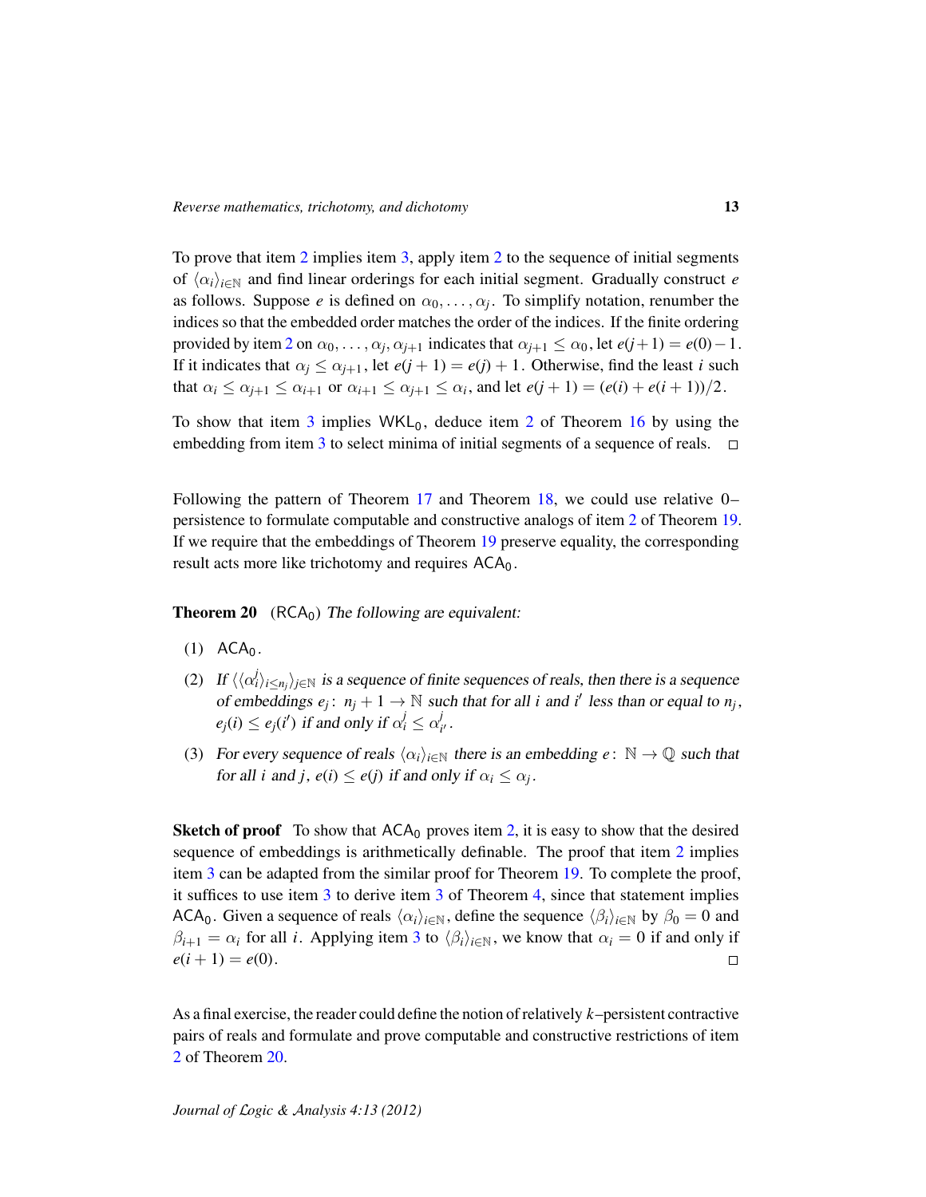To prove that item 2 implies item 3, apply item 2 to the sequence of initial segments of $\langle \alpha_i \rangle_{i\in\mathbb{N}}$ and find linear orderings for each initial segment. Gradually construct $e$ as follows. Suppose $e$ is defined on $\alpha_0, \ldots, \alpha_j$. To simplify notation, renumber the indices so that the embedded order matches the order of the indices. If the finite ordering provided by item 2 on $\alpha_0, \ldots, \alpha_j, \alpha_{j+1}$ indicates that $\alpha_{j+1} \leq \alpha_0$, let $e(j+1) = e(0) - 1$. If it indicates that $\alpha_j \leq \alpha_{j+1}$, let $e(j+1) = e(j) + 1$. Otherwise, find the least $i$ such that $\alpha_i \leq \alpha_{j+1} \leq \alpha_{i+1}$ or $\alpha_{i+1} \leq \alpha_{j+1} \leq \alpha_i$, and let $e(j+1) = (e(i) + e(i+1))/2$.

To show that item 3 implies $\mathsf{WKL}_0$, deduce item 2 of Theorem 16 by using the embedding from item 3 to select minima of initial segments of a sequence of reals. □

Following the pattern of Theorem 17 and Theorem 18, we could use relative 0–persistence to formulate computable and constructive analogs of item 2 of Theorem 19. If we require that the embeddings of Theorem 19 preserve equality, the corresponding result acts more like trichotomy and requires $\mathsf{ACA}_0$.

**Theorem 20** ($\mathsf{RCA}_0$) *The following are equivalent:*

1. $\mathsf{ACA}_0$.
2. *If $\langle\langle \alpha_i^j \rangle_{i\leq n_j}\rangle_{j\in\mathbb{N}}$ is a sequence of finite sequences of reals, then there is a sequence of embeddings $e_j\colon\ n_j + 1 \to \mathbb{N}$ such that for all $i$ and $i'$ less than or equal to $n_j$, $e_j(i) \leq e_j(i')$ if and only if $\alpha_i^j \leq \alpha_{i'}^j$.*
3. *For every sequence of reals $\langle \alpha_i \rangle_{i\in\mathbb{N}}$ there is an embedding $e\colon\ \mathbb{N} \to \mathbb{Q}$ such that for all $i$ and $j$, $e(i) \leq e(j)$ if and only if $\alpha_i \leq \alpha_j$.*

**Sketch of proof** To show that $\mathsf{ACA}_0$ proves item 2, it is easy to show that the desired sequence of embeddings is arithmetically definable. The proof that item 2 implies item 3 can be adapted from the similar proof for Theorem 19. To complete the proof, it suffices to use item 3 to derive item 3 of Theorem 4, since that statement implies $\mathsf{ACA}_0$. Given a sequence of reals $\langle \alpha_i \rangle_{i\in\mathbb{N}}$, define the sequence $\langle \beta_i \rangle_{i\in\mathbb{N}}$ by $\beta_0 = 0$ and $\beta_{i+1} = \alpha_i$ for all $i$. Applying item 3 to $\langle \beta_i \rangle_{i\in\mathbb{N}}$, we know that $\alpha_i = 0$ if and only if $e(i+1) = e(0)$. □

As a final exercise, the reader could define the notion of relatively $k$–persistent contractive pairs of reals and formulate and prove computable and constructive restrictions of item 2 of Theorem 20.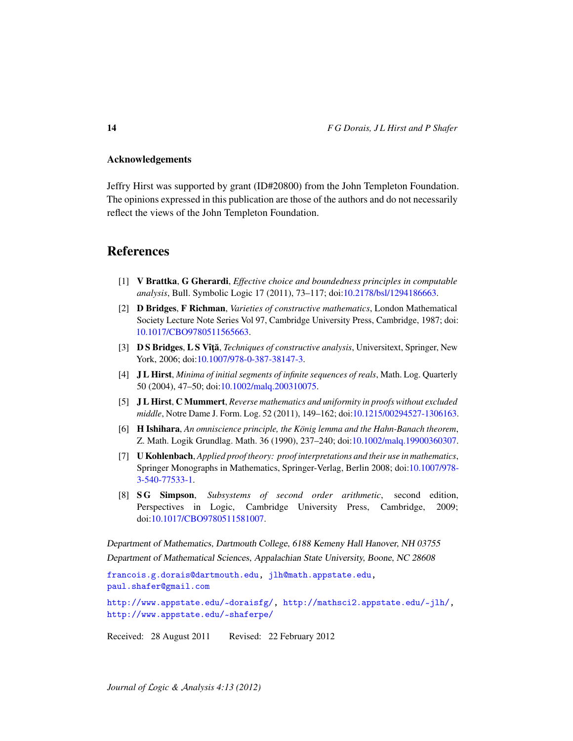## Acknowledgements

Jeffry Hirst was supported by grant (ID#20800) from the John Templeton Foundation. The opinions expressed in this publication are those of the authors and do not necessarily reflect the views of the John Templeton Foundation.

# References

[1] **V Brattka**, **G Gherardi**, *Effective choice and boundedness principles in computable analysis*, Bull. Symbolic Logic 17 (2011), 73–117; doi:10.2178/bsl/1294186663.

[2] **D Bridges**, **F Richman**, *Varieties of constructive mathematics*, London Mathematical Society Lecture Note Series Vol 97, Cambridge University Press, Cambridge, 1987; doi: 10.1017/CBO9780511565663.

[3] **D S Bridges**, **L S Vîţă**, *Techniques of constructive analysis*, Universitext, Springer, New York, 2006; doi:10.1007/978-0-387-38147-3.

[4] **J L Hirst**, *Minima of initial segments of infinite sequences of reals*, Math. Log. Quarterly 50 (2004), 47–50; doi:10.1002/malq.200310075.

[5] **J L Hirst**, **C Mummert**, *Reverse mathematics and uniformity in proofs without excluded middle*, Notre Dame J. Form. Log. 52 (2011), 149–162; doi:10.1215/00294527-1306163.

[6] **H Ishihara**, *An omniscience principle, the König lemma and the Hahn-Banach theorem*, Z. Math. Logik Grundlag. Math. 36 (1990), 237–240; doi:10.1002/malq.19900360307.

[7] **U Kohlenbach**, *Applied proof theory: proof interpretations and their use in mathematics*, Springer Monographs in Mathematics, Springer-Verlag, Berlin 2008; doi:10.1007/978-3-540-77533-1.

[8] **S G Simpson**, *Subsystems of second order arithmetic*, second edition, Perspectives in Logic, Cambridge University Press, Cambridge, 2009; doi:10.1017/CBO9780511581007.

*Department of Mathematics, Dartmouth College, 6188 Kemeny Hall Hanover, NH 03755*
*Department of Mathematical Sciences, Appalachian State University, Boone, NC 28608*

francois.g.dorais@dartmouth.edu, jlh@math.appstate.edu, paul.shafer@gmail.com

http://www.appstate.edu/~doraisfg/, http://mathsci2.appstate.edu/~jlh/, http://www.appstate.edu/~shaferpe/

Received: 28 August 2011    Revised: 22 February 2012